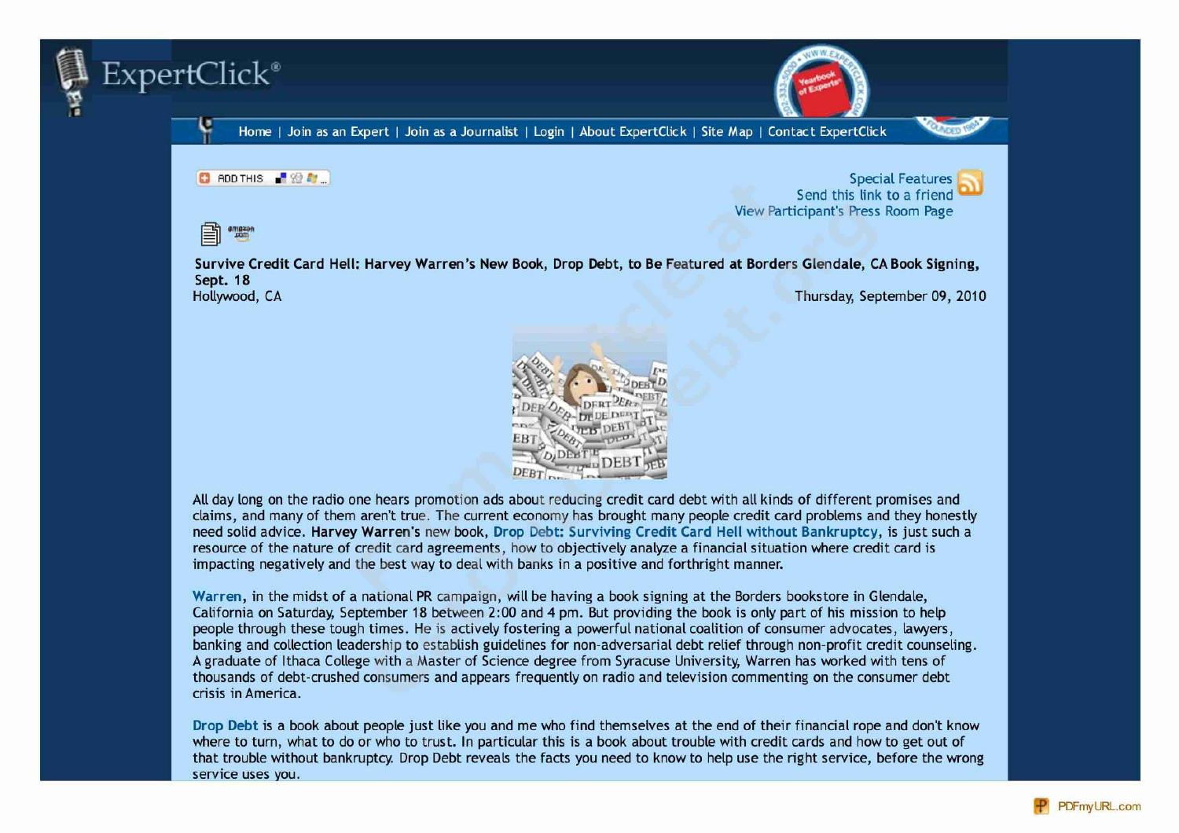ExpertClick®

Home | Join as an Expert | Join as a Journalist | Login | About ExpertClick | Site Map | Contact ExpertClick

Special Features
Send this link to a friend
View Participant's Press Room Page

**Survive Credit Card Hell: Harvey Warren's New Book, Drop Debt, to Be Featured at Borders Glendale, CA Book Signing, Sept. 18**

Hollywood, CA

Thursday, September 09, 2010

All day long on the radio one hears promotion ads about reducing credit card debt with all kinds of different promises and claims, and many of them aren't true. The current economy has brought many people credit card problems and they honestly need solid advice. **Harvey Warren's** new book, **Drop Debt: Surviving Credit Card Hell without Bankruptcy**, is just such a resource of the nature of credit card agreements, how to objectively analyze a financial situation where credit card is impacting negatively and the best way to deal with banks in a positive and forthright manner.

**Warren**, in the midst of a national PR campaign, will be having a book signing at the Borders bookstore in Glendale, California on Saturday, September 18 between 2:00 and 4 pm. But providing the book is only part of his mission to help people through these tough times. He is actively fostering a powerful national coalition of consumer advocates, lawyers, banking and collection leadership to establish guidelines for non-adversarial debt relief through non-profit credit counseling. A graduate of Ithaca College with a Master of Science degree from Syracuse University, Warren has worked with tens of thousands of debt-crushed consumers and appears frequently on radio and television commenting on the consumer debt crisis in America.

**Drop Debt** is a book about people just like you and me who find themselves at the end of their financial rope and don't know where to turn, what to do or who to trust. In particular this is a book about trouble with credit cards and how to get out of that trouble without bankruptcy. Drop Debt reveals the facts you need to know to help use the right service, before the wrong service uses you.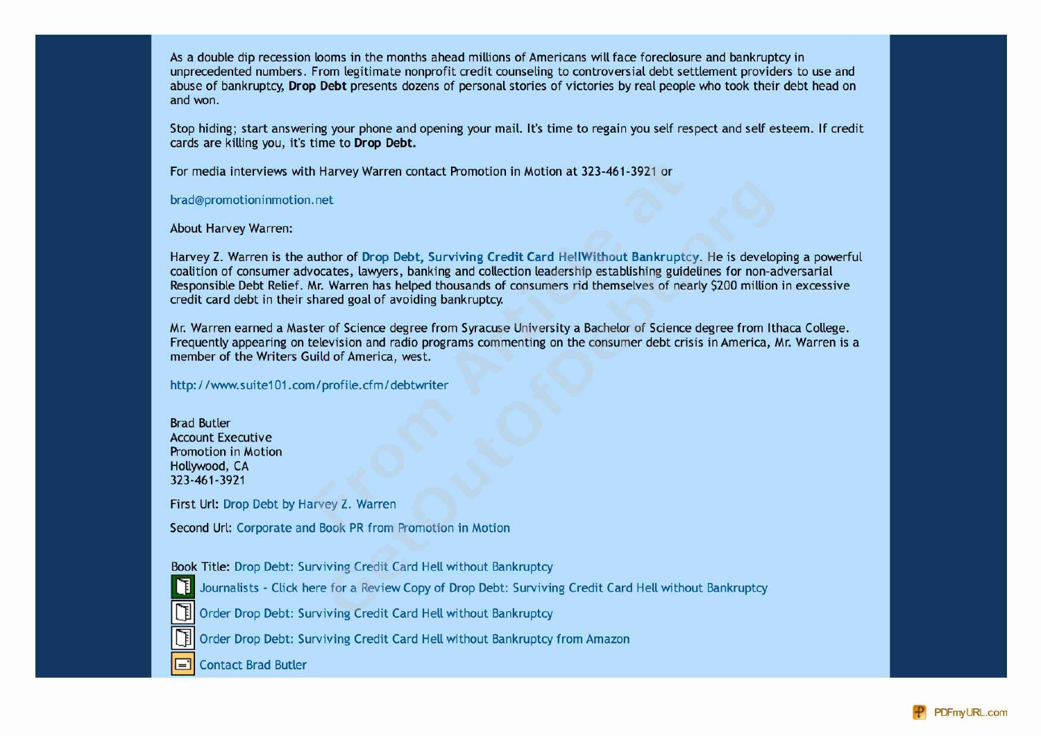As a double dip recession looms in the months ahead millions of Americans will face foreclosure and bankruptcy in unprecedented numbers. From legitimate nonprofit credit counseling to controversial debt settlement providers to use and abuse of bankruptcy, **Drop Debt** presents dozens of personal stories of victories by real people who took their debt head on and won.

Stop hiding; start answering your phone and opening your mail. It's time to regain you self respect and self esteem. If credit cards are killing you, it's time to **Drop Debt.**

For media interviews with Harvey Warren contact Promotion in Motion at 323-461-3921 or

brad@promotioninmotion.net

About Harvey Warren:

Harvey Z. Warren is the author of Drop Debt, Surviving Credit Card HellWithout Bankruptcy. He is developing a powerful coalition of consumer advocates, lawyers, banking and collection leadership establishing guidelines for non-adversarial Responsible Debt Relief. Mr. Warren has helped thousands of consumers rid themselves of nearly $200 million in excessive credit card debt in their shared goal of avoiding bankruptcy.

Mr. Warren earned a Master of Science degree from Syracuse University a Bachelor of Science degree from Ithaca College. Frequently appearing on television and radio programs commenting on the consumer debt crisis in America, Mr. Warren is a member of the Writers Guild of America, west.

http://www.suite101.com/profile.cfm/debtwriter

Brad Butler
Account Executive
Promotion in Motion
Hollywood, CA
323-461-3921

First Url: Drop Debt by Harvey Z. Warren

Second Url: Corporate and Book PR from Promotion in Motion

Book Title: Drop Debt: Surviving Credit Card Hell without Bankruptcy

- Journalists - Click here for a Review Copy of Drop Debt: Surviving Credit Card Hell without Bankruptcy
- Order Drop Debt: Surviving Credit Card Hell without Bankruptcy
- Order Drop Debt: Surviving Credit Card Hell without Bankruptcy from Amazon
- Contact Brad Butler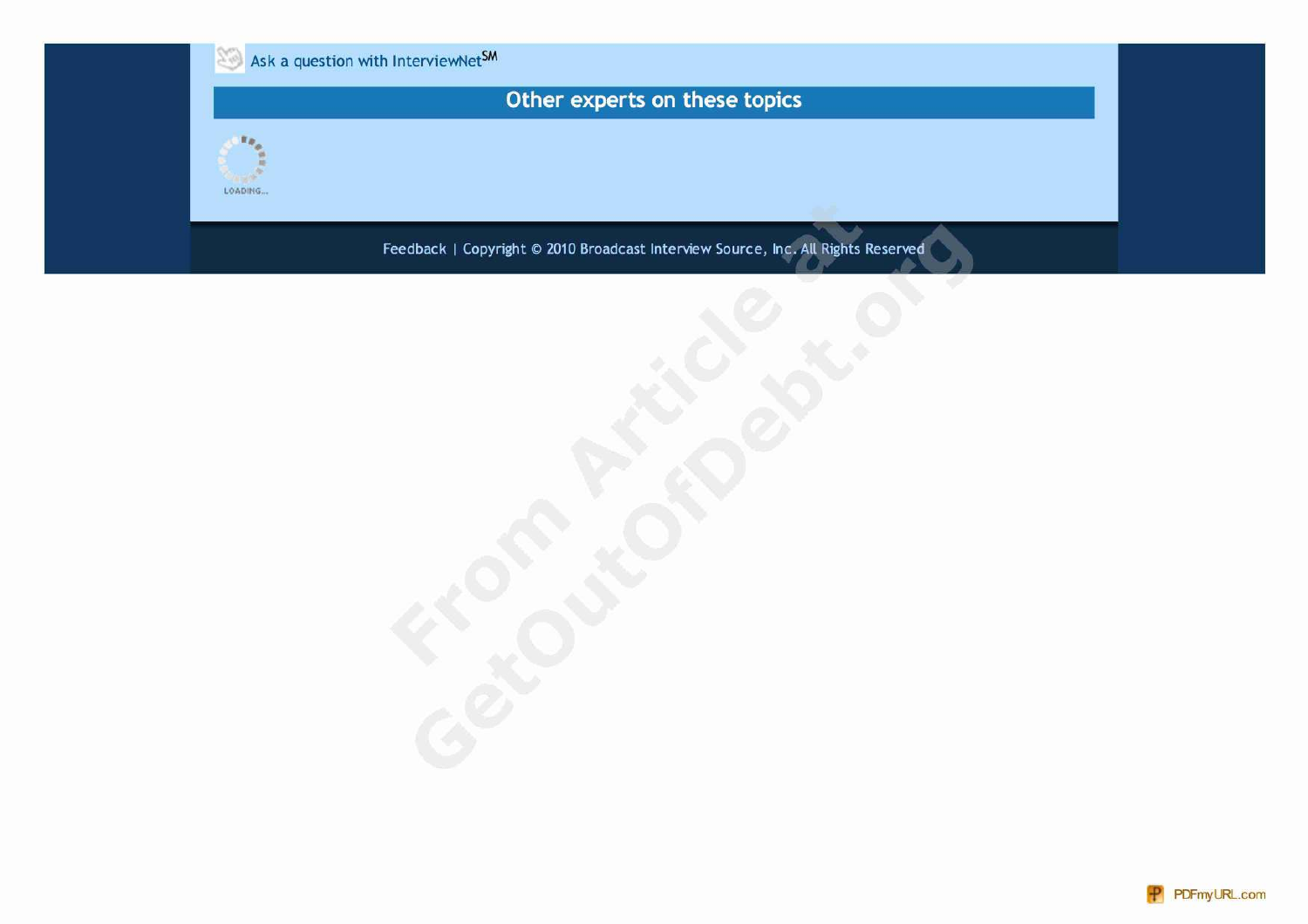Ask a question with InterviewNet$^{SM}$

## Other experts on these topics

LOADING...

Feedback | Copyright © 2010 Broadcast Interview Source, Inc. All Rights Reserved